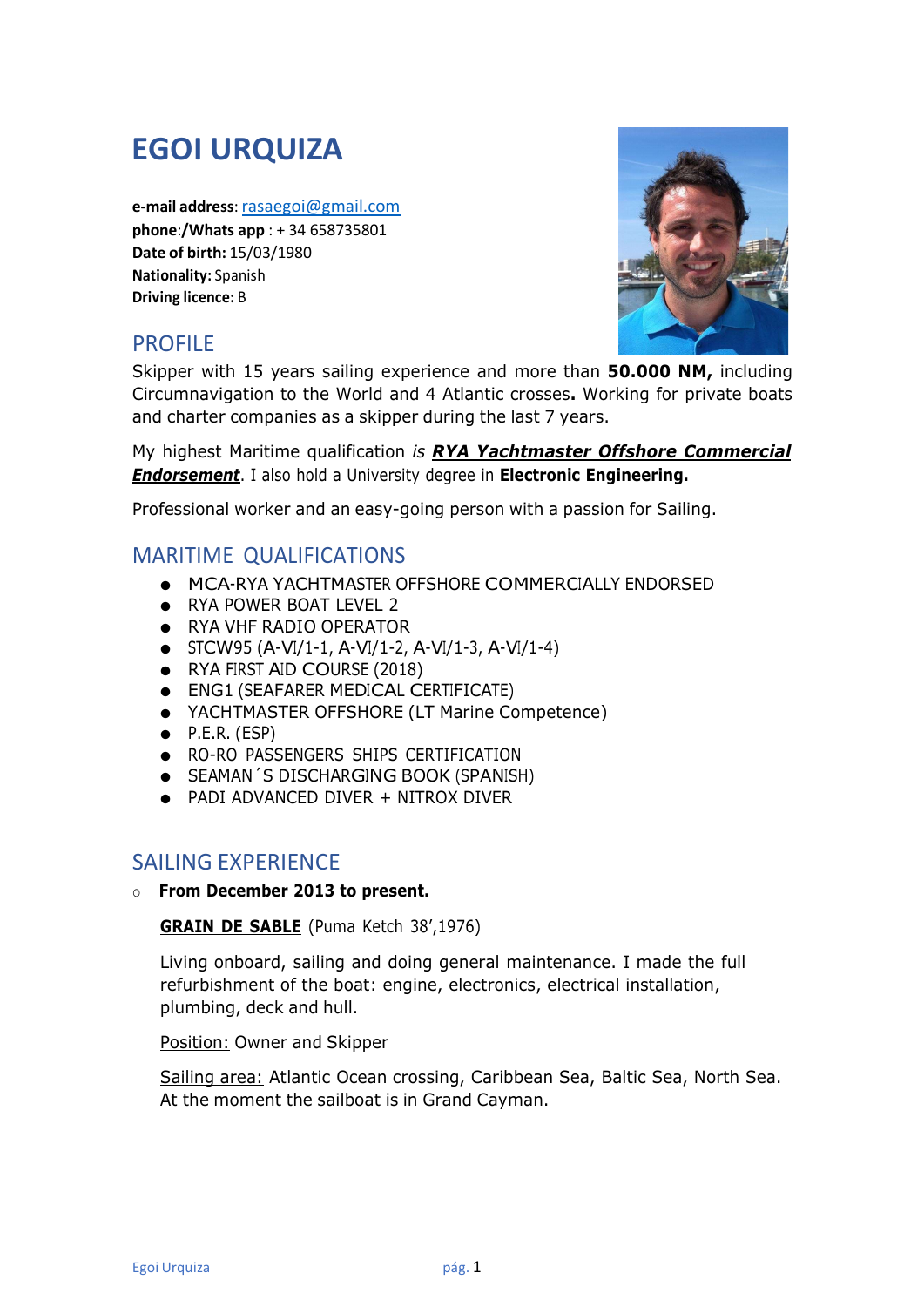# EGOI URQUIZA

**e-mail address**: rasaegoi@gmail.com
**phone:/Whats app** : + 34 658735801
**Date of birth:** 15/03/1980
**Nationality:** Spanish
**Driving licence:** B

## PROFILE

Skipper with 15 years sailing experience and more than **50.000 NM,** including Circumnavigation to the World and 4 Atlantic crosses**.** Working for private boats and charter companies as a skipper during the last 7 years.

My highest Maritime qualification *is* ***RYA Yachtmaster Offshore Commercial Endorsement***. I also hold a University degree in **Electronic Engineering.**

Professional worker and an easy-going person with a passion for Sailing.

## MARITIME QUALIFICATIONS

- MCA-RYA YACHTMASTER OFFSHORE COMMERCIALLY ENDORSED
- RYA POWER BOAT LEVEL 2
- RYA VHF RADIO OPERATOR
- STCW95 (A-VI/1-1, A-VI/1-2, A-VI/1-3, A-VI/1-4)
- RYA FIRST AID COURSE (2018)
- ENG1 (SEAFARER MEDICAL CERTIFICATE)
- YACHTMASTER OFFSHORE (LT Marine Competence)
- P.E.R. (ESP)
- RO-RO PASSENGERS SHIPS CERTIFICATION
- SEAMAN´S DISCHARGING BOOK (SPANISH)
- PADI ADVANCED DIVER + NITROX DIVER

## SAILING EXPERIENCE

- **From December 2013 to present.**

  **GRAIN DE SABLE** (Puma Ketch 38',1976)

  Living onboard, sailing and doing general maintenance. I made the full refurbishment of the boat: engine, electronics, electrical installation, plumbing, deck and hull.

  Position: Owner and Skipper

  Sailing area: Atlantic Ocean crossing, Caribbean Sea, Baltic Sea, North Sea. At the moment the sailboat is in Grand Cayman.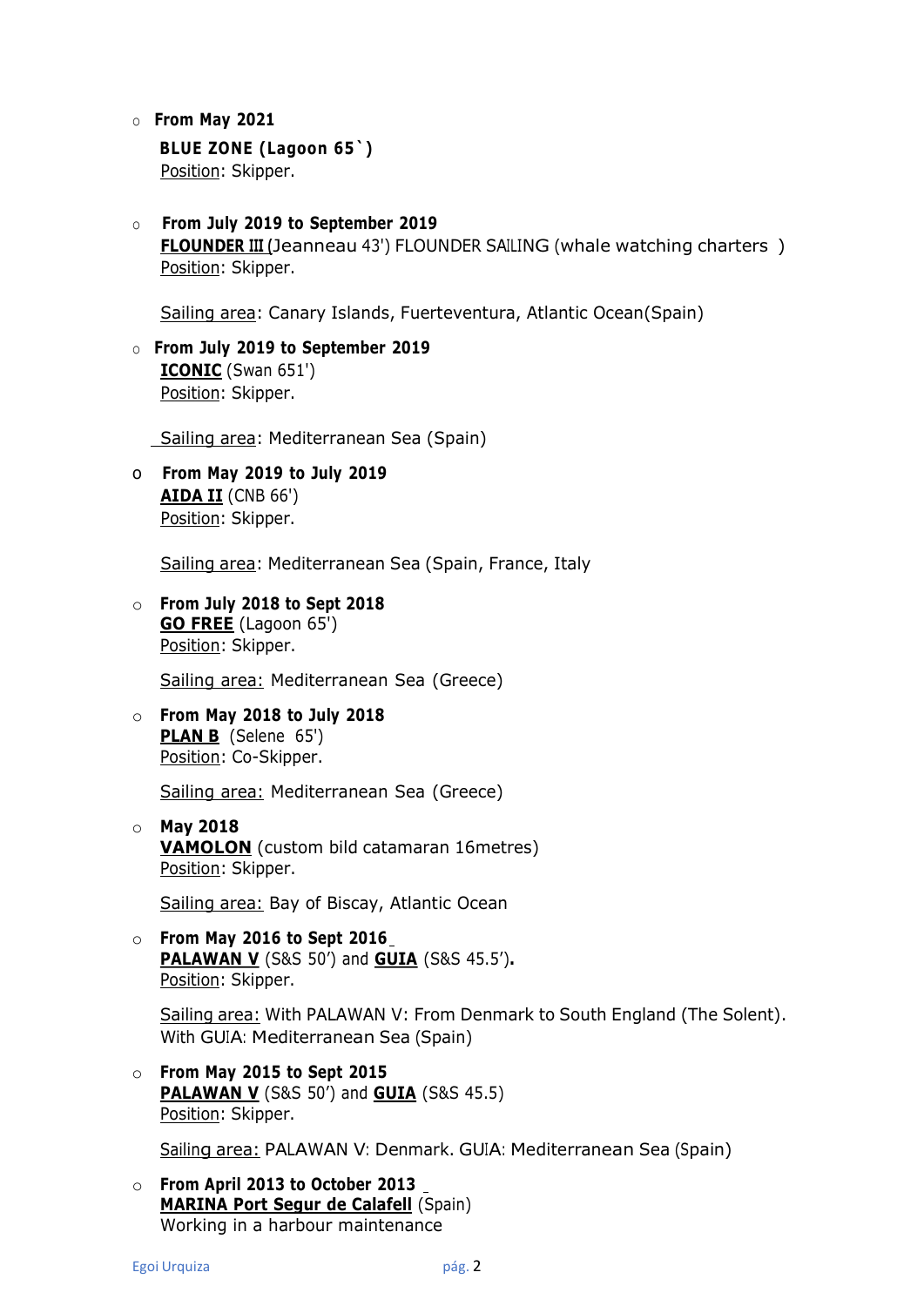- **From May 2021**

  **BLUE ZONE (Lagoon 65`)**
  Position: Skipper.

- **From July 2019 to September 2019**
  **FLOUNDER III** (Jeanneau 43') FLOUNDER SAILING (whale watching charters )
  Position: Skipper.

  Sailing area: Canary Islands, Fuerteventura, Atlantic Ocean(Spain)

- **From July 2019 to September 2019**
  **ICONIC** (Swan 651')
  Position: Skipper.

  Sailing area: Mediterranean Sea (Spain)

- **From May 2019 to July 2019**
  **AIDA II** (CNB 66')
  Position: Skipper.

  Sailing area: Mediterranean Sea (Spain, France, Italy

- **From July 2018 to Sept 2018**
  **GO FREE** (Lagoon 65')
  Position: Skipper.

  Sailing area: Mediterranean Sea (Greece)

- **From May 2018 to July 2018**
  **PLAN B** (Selene 65')
  Position: Co-Skipper.

  Sailing area: Mediterranean Sea (Greece)

- **May 2018**
  **VAMOLON** (custom bild catamaran 16metres)
  Position: Skipper.

  Sailing area: Bay of Biscay, Atlantic Ocean

- **From May 2016 to Sept 2016**
  **PALAWAN V** (S&S 50') and **GUIA** (S&S 45.5')**.**
  Position: Skipper.

  Sailing area: With PALAWAN V: From Denmark to South England (The Solent).
  With GUIA: Mediterranean Sea (Spain)

- **From May 2015 to Sept 2015**
  **PALAWAN V** (S&S 50') and **GUIA** (S&S 45.5)
  Position: Skipper.

  Sailing area: PALAWAN V: Denmark. GUIA: Mediterranean Sea (Spain)

- **From April 2013 to October 2013**
  **MARINA Port Segur de Calafell** (Spain)
  Working in a harbour maintenance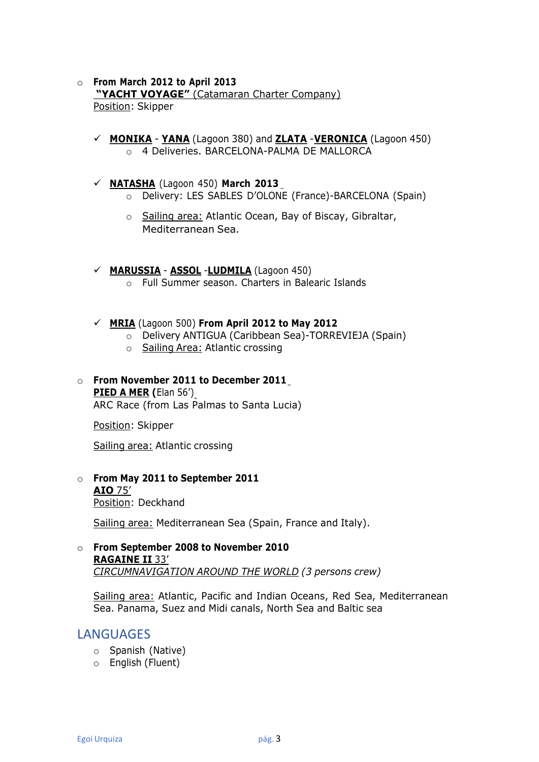- **From March 2012 to April 2013**
  **"YACHT VOYAGE"** (Catamaran Charter Company)
  Position: Skipper

  - ✓ **MONIKA** - **YANA** (Lagoon 380) and **ZLATA** -**VERONICA** (Lagoon 450)
    - 4 Deliveries. BARCELONA-PALMA DE MALLORCA

  - ✓ **NATASHA** (Lagoon 450) **March 2013**
    - Delivery: LES SABLES D'OLONE (France)-BARCELONA (Spain)
    - Sailing area: Atlantic Ocean, Bay of Biscay, Gibraltar, Mediterranean Sea.

  - ✓ **MARUSSIA** - **ASSOL** -**LUDMILA** (Lagoon 450)
    - Full Summer season. Charters in Balearic Islands

  - ✓ **MRIA** (Lagoon 500) **From April 2012 to May 2012**
    - Delivery ANTIGUA (Caribbean Sea)-TORREVIEJA (Spain)
    - Sailing Area: Atlantic crossing

- **From November 2011 to December 2011**
  **PIED A MER (**Elan 56')
  ARC Race (from Las Palmas to Santa Lucia)

  Position: Skipper

  Sailing area: Atlantic crossing

- **From May 2011 to September 2011**
  **AIO** 75'
  Position: Deckhand

  Sailing area: Mediterranean Sea (Spain, France and Italy).

- **From September 2008 to November 2010**
  **RAGAINE II** 33'
  *CIRCUMNAVIGATION AROUND THE WORLD (3 persons crew)*

  Sailing area: Atlantic, Pacific and Indian Oceans, Red Sea, Mediterranean Sea. Panama, Suez and Midi canals, North Sea and Baltic sea

## LANGUAGES

- Spanish (Native)
- English (Fluent)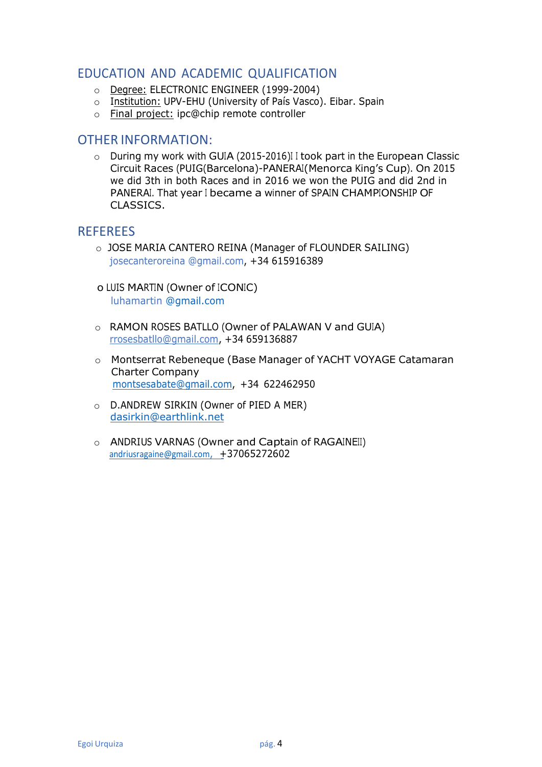## EDUCATION AND ACADEMIC QUALIFICATION

- Degree: ELECTRONIC ENGINEER (1999-2004)
- Institution: UPV-EHU (University of País Vasco). Eibar. Spain
- Final project: ipc@chip remote controller

## OTHER INFORMATION:

- During my work with GUIA (2015-2016) I took part in the European Classic Circuit Races (PUIG(Barcelona)-PANERAI(Menorca King's Cup). On 2015 we did 3th in both Races and in 2016 we won the PUIG and did 2nd in PANERAI. That year I became a winner of SPAIN CHAMPIONSHIP OF CLASSICS.

## REFEREES

- JOSE MARIA CANTERO REINA (Manager of FLOUNDER SAILING)
  josecanteroreina @gmail.com, +34 615916389

- LUIS MARTIN (Owner of ICONIC)
  luhamartin @gmail.com

- RAMON ROSES BATLLO (Owner of PALAWAN V and GUIA)
  rrosesbatllo@gmail.com, +34 659136887

- Montserrat Rebeneque (Base Manager of YACHT VOYAGE Catamaran Charter Company
  montsesabate@gmail.com, +34 622462950

- D.ANDREW SIRKIN (Owner of PIED A MER)
  dasirkin@earthlink.net

- ANDRIUS VARNAS (Owner and Captain of RAGAINEII)
  andriusragaine@gmail.com, +37065272602